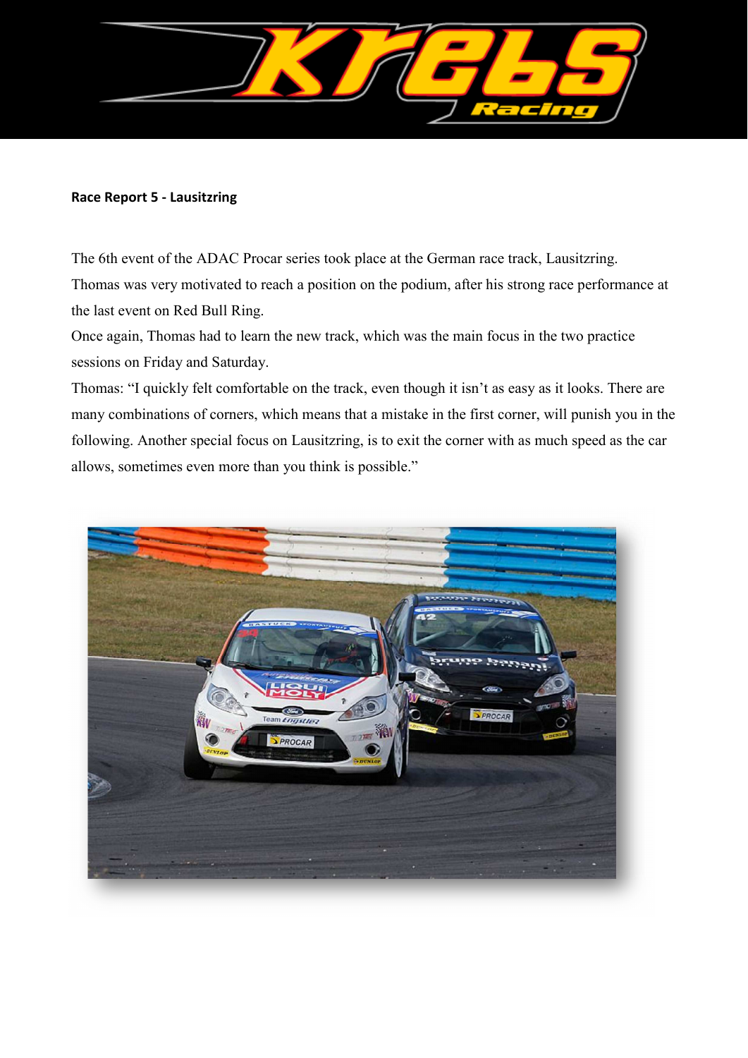**Race Report 5 - Lausitzring**

The 6th event of the ADAC Procar series took place at the German race track, Lausitzring. Thomas was very motivated to reach a position on the podium, after his strong race performance at the last event on Red Bull Ring.

Once again, Thomas had to learn the new track, which was the main focus in the two practice sessions on Friday and Saturday.

Thomas: "I quickly felt comfortable on the track, even though it isn't as easy as it looks. There are many combinations of corners, which means that a mistake in the first corner, will punish you in the following. Another special focus on Lausitzring, is to exit the corner with as much speed as the car allows, sometimes even more than you think is possible."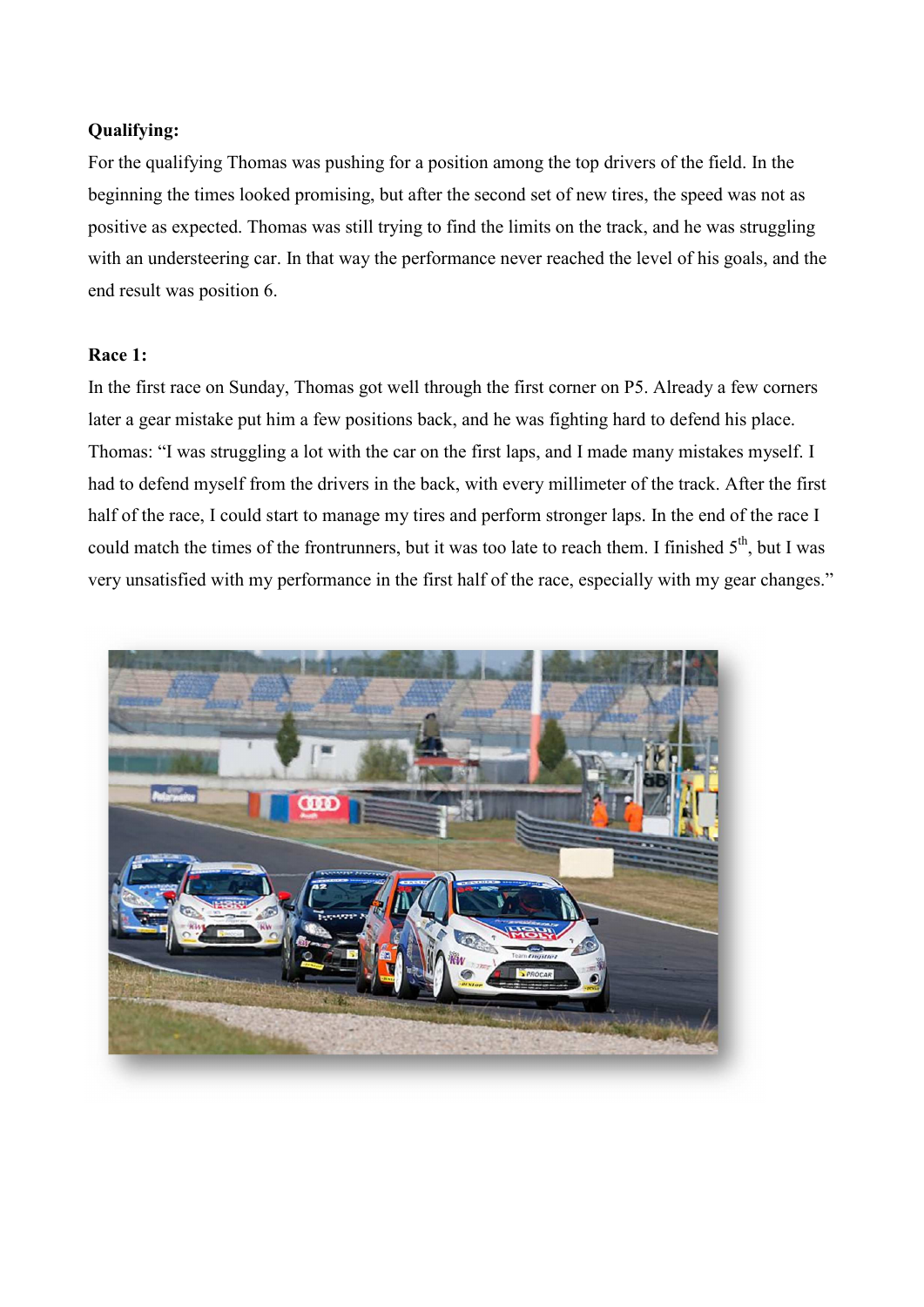**Qualifying:**

For the qualifying Thomas was pushing for a position among the top drivers of the field. In the beginning the times looked promising, but after the second set of new tires, the speed was not as positive as expected. Thomas was still trying to find the limits on the track, and he was struggling with an understeering car. In that way the performance never reached the level of his goals, and the end result was position 6.

**Race 1:**

In the first race on Sunday, Thomas got well through the first corner on P5. Already a few corners later a gear mistake put him a few positions back, and he was fighting hard to defend his place. Thomas: "I was struggling a lot with the car on the first laps, and I made many mistakes myself. I had to defend myself from the drivers in the back, with every millimeter of the track. After the first half of the race, I could start to manage my tires and perform stronger laps. In the end of the race I could match the times of the frontrunners, but it was too late to reach them. I finished 5th, but I was very unsatisfied with my performance in the first half of the race, especially with my gear changes."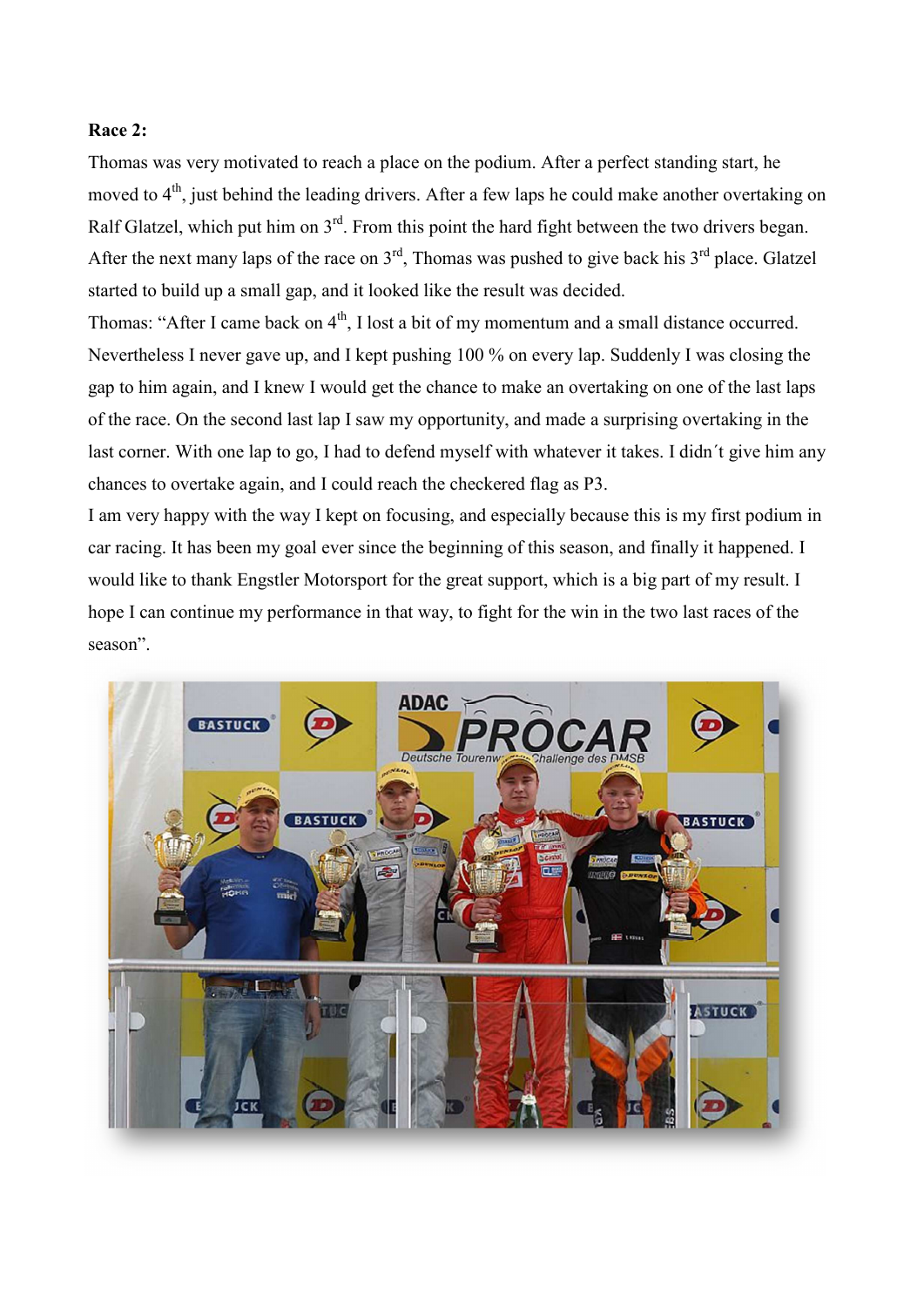**Race 2:**

Thomas was very motivated to reach a place on the podium. After a perfect standing start, he moved to 4th, just behind the leading drivers. After a few laps he could make another overtaking on Ralf Glatzel, which put him on 3rd. From this point the hard fight between the two drivers began. After the next many laps of the race on 3rd, Thomas was pushed to give back his 3rd place. Glatzel started to build up a small gap, and it looked like the result was decided.

Thomas: "After I came back on 4th, I lost a bit of my momentum and a small distance occurred. Nevertheless I never gave up, and I kept pushing 100 % on every lap. Suddenly I was closing the gap to him again, and I knew I would get the chance to make an overtaking on one of the last laps of the race. On the second last lap I saw my opportunity, and made a surprising overtaking in the last corner. With one lap to go, I had to defend myself with whatever it takes. I didn´t give him any chances to overtake again, and I could reach the checkered flag as P3.

I am very happy with the way I kept on focusing, and especially because this is my first podium in car racing. It has been my goal ever since the beginning of this season, and finally it happened. I would like to thank Engstler Motorsport for the great support, which is a big part of my result. I hope I can continue my performance in that way, to fight for the win in the two last races of the season".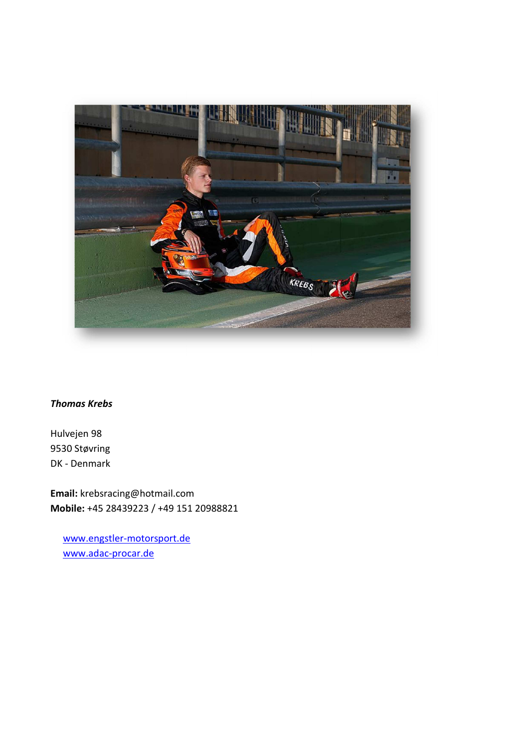***Thomas Krebs***

Hulvejen 98
9530 Støvring
DK - Denmark

**Email:** krebsracing@hotmail.com
**Mobile:** +45 28439223 / +49 151 20988821

[www.engstler-motorsport.de](http://www.engstler-motorsport.de)
[www.adac-procar.de](http://www.adac-procar.de)